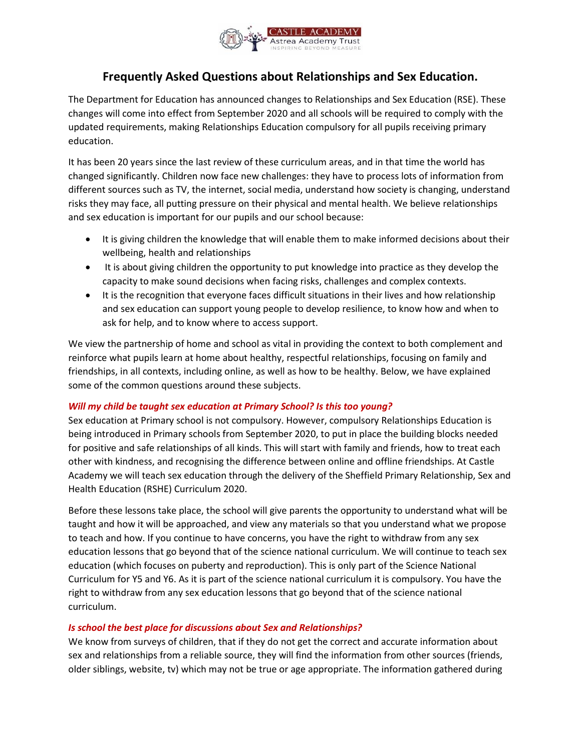# Frequently Asked Questions about Relationships and Sex Education.

The Department for Education has announced changes to Relationships and Sex Education (RSE). These changes will come into effect from September 2020 and all schools will be required to comply with the updated requirements, making Relationships Education compulsory for all pupils receiving primary education.

It has been 20 years since the last review of these curriculum areas, and in that time the world has changed significantly. Children now face new challenges: they have to process lots of information from different sources such as TV, the internet, social media, understand how society is changing, understand risks they may face, all putting pressure on their physical and mental health. We believe relationships and sex education is important for our pupils and our school because:

- It is giving children the knowledge that will enable them to make informed decisions about their wellbeing, health and relationships
- It is about giving children the opportunity to put knowledge into practice as they develop the capacity to make sound decisions when facing risks, challenges and complex contexts.
- It is the recognition that everyone faces difficult situations in their lives and how relationship and sex education can support young people to develop resilience, to know how and when to ask for help, and to know where to access support.

We view the partnership of home and school as vital in providing the context to both complement and reinforce what pupils learn at home about healthy, respectful relationships, focusing on family and friendships, in all contexts, including online, as well as how to be healthy. Below, we have explained some of the common questions around these subjects.

***Will my child be taught sex education at Primary School? Is this too young?***

Sex education at Primary school is not compulsory. However, compulsory Relationships Education is being introduced in Primary schools from September 2020, to put in place the building blocks needed for positive and safe relationships of all kinds. This will start with family and friends, how to treat each other with kindness, and recognising the difference between online and offline friendships. At Castle Academy we will teach sex education through the delivery of the Sheffield Primary Relationship, Sex and Health Education (RSHE) Curriculum 2020.

Before these lessons take place, the school will give parents the opportunity to understand what will be taught and how it will be approached, and view any materials so that you understand what we propose to teach and how. If you continue to have concerns, you have the right to withdraw from any sex education lessons that go beyond that of the science national curriculum. We will continue to teach sex education (which focuses on puberty and reproduction). This is only part of the Science National Curriculum for Y5 and Y6. As it is part of the science national curriculum it is compulsory. You have the right to withdraw from any sex education lessons that go beyond that of the science national curriculum.

***Is school the best place for discussions about Sex and Relationships?***

We know from surveys of children, that if they do not get the correct and accurate information about sex and relationships from a reliable source, they will find the information from other sources (friends, older siblings, website, tv) which may not be true or age appropriate. The information gathered during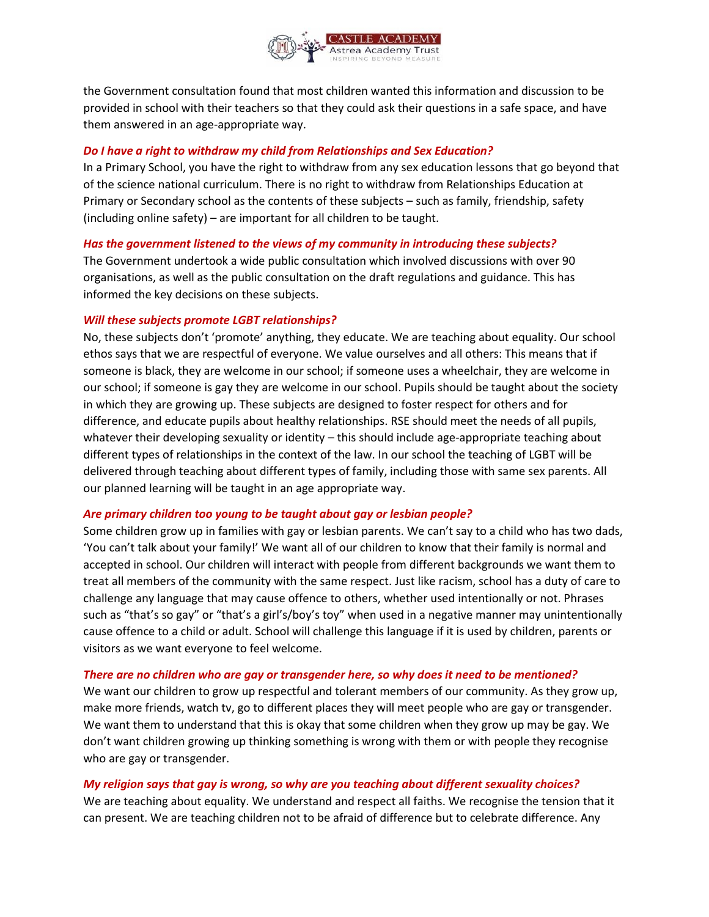the Government consultation found that most children wanted this information and discussion to be provided in school with their teachers so that they could ask their questions in a safe space, and have them answered in an age-appropriate way.

***Do I have a right to withdraw my child from Relationships and Sex Education?***

In a Primary School, you have the right to withdraw from any sex education lessons that go beyond that of the science national curriculum. There is no right to withdraw from Relationships Education at Primary or Secondary school as the contents of these subjects – such as family, friendship, safety (including online safety) – are important for all children to be taught.

***Has the government listened to the views of my community in introducing these subjects?***

The Government undertook a wide public consultation which involved discussions with over 90 organisations, as well as the public consultation on the draft regulations and guidance. This has informed the key decisions on these subjects.

***Will these subjects promote LGBT relationships?***

No, these subjects don't 'promote' anything, they educate. We are teaching about equality. Our school ethos says that we are respectful of everyone. We value ourselves and all others: This means that if someone is black, they are welcome in our school; if someone uses a wheelchair, they are welcome in our school; if someone is gay they are welcome in our school. Pupils should be taught about the society in which they are growing up. These subjects are designed to foster respect for others and for difference, and educate pupils about healthy relationships. RSE should meet the needs of all pupils, whatever their developing sexuality or identity – this should include age-appropriate teaching about different types of relationships in the context of the law. In our school the teaching of LGBT will be delivered through teaching about different types of family, including those with same sex parents. All our planned learning will be taught in an age appropriate way.

***Are primary children too young to be taught about gay or lesbian people?***

Some children grow up in families with gay or lesbian parents. We can't say to a child who has two dads, 'You can't talk about your family!' We want all of our children to know that their family is normal and accepted in school. Our children will interact with people from different backgrounds we want them to treat all members of the community with the same respect. Just like racism, school has a duty of care to challenge any language that may cause offence to others, whether used intentionally or not. Phrases such as "that's so gay" or "that's a girl's/boy's toy" when used in a negative manner may unintentionally cause offence to a child or adult. School will challenge this language if it is used by children, parents or visitors as we want everyone to feel welcome.

***There are no children who are gay or transgender here, so why does it need to be mentioned?***

We want our children to grow up respectful and tolerant members of our community. As they grow up, make more friends, watch tv, go to different places they will meet people who are gay or transgender. We want them to understand that this is okay that some children when they grow up may be gay. We don't want children growing up thinking something is wrong with them or with people they recognise who are gay or transgender.

***My religion says that gay is wrong, so why are you teaching about different sexuality choices?***

We are teaching about equality. We understand and respect all faiths. We recognise the tension that it can present. We are teaching children not to be afraid of difference but to celebrate difference. Any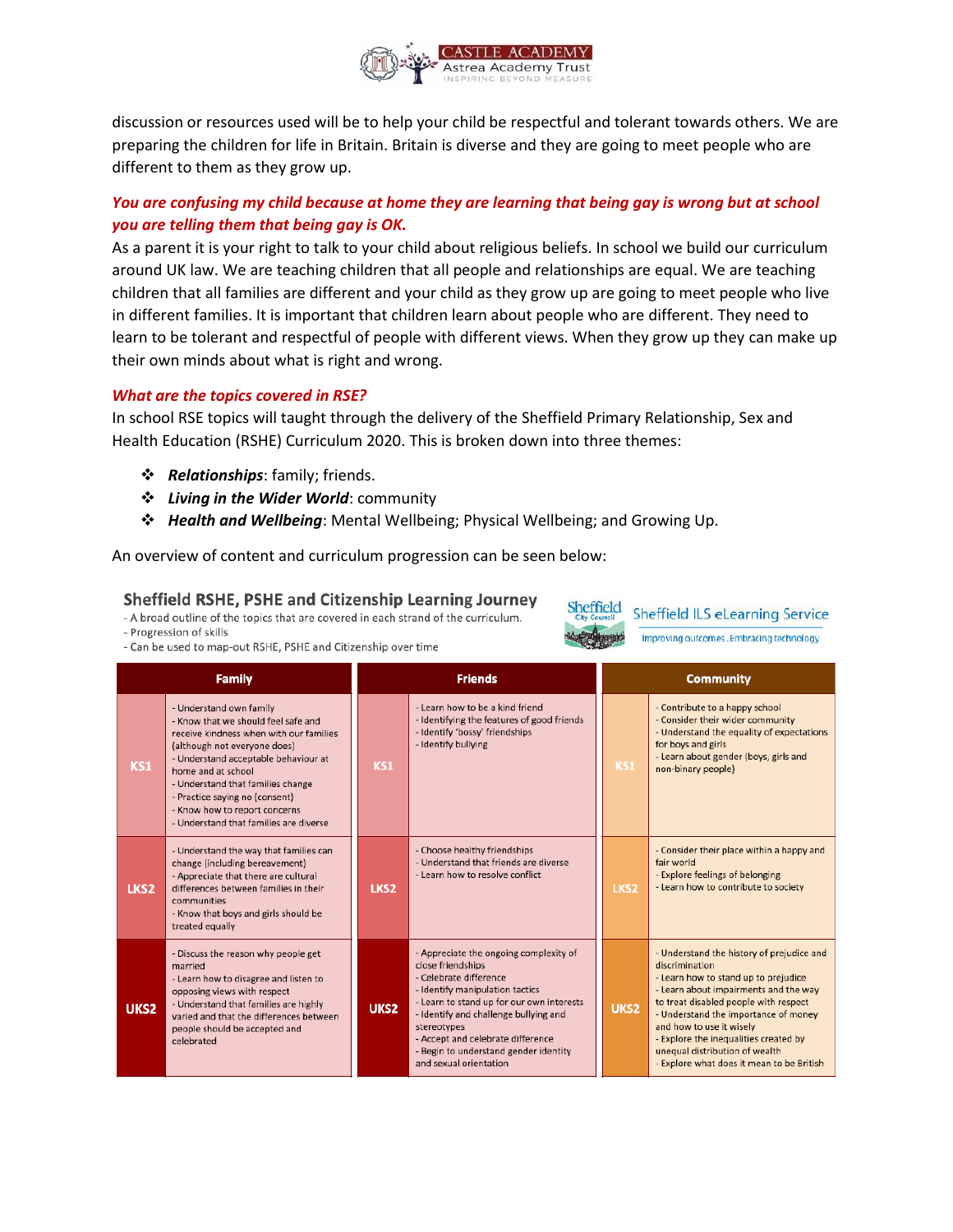discussion or resources used will be to help your child be respectful and tolerant towards others. We are preparing the children for life in Britain. Britain is diverse and they are going to meet people who are different to them as they grow up.

***You are confusing my child because at home they are learning that being gay is wrong but at school you are telling them that being gay is OK.***

As a parent it is your right to talk to your child about religious beliefs. In school we build our curriculum around UK law. We are teaching children that all people and relationships are equal. We are teaching children that all families are different and your child as they grow up are going to meet people who live in different families. It is important that children learn about people who are different. They need to learn to be tolerant and respectful of people with different views. When they grow up they can make up their own minds about what is right and wrong.

***What are the topics covered in RSE?***

In school RSE topics will taught through the delivery of the Sheffield Primary Relationship, Sex and Health Education (RSHE) Curriculum 2020. This is broken down into three themes:

- ***Relationships***: family; friends.
- ***Living in the Wider World***: community
- ***Health and Wellbeing***: Mental Wellbeing; Physical Wellbeing; and Growing Up.

An overview of content and curriculum progression can be seen below:

**Sheffield RSHE, PSHE and Citizenship Learning Journey**

- A broad outline of the topics that are covered in each strand of the curriculum.
- Progression of skills
- Can be used to map-out RSHE, PSHE and Citizenship over time

Sheffield City Council — Sheffield ILS eLearning Service — Improving outcomes . Embracing technology

| | Family | | Friends | | Community |
|---|---|---|---|---|---|
| KS1 | - Understand own family<br>- Know that we should feel safe and receive kindness when with our families (although not everyone does)<br>- Understand acceptable behaviour at home and at school<br>- Understand that families change<br>- Practice saying no (consent)<br>- Know how to report concerns<br>- Understand that families are diverse | KS1 | - Learn how to be a kind friend<br>- Identifying the features of good friends<br>- Identify 'bossy' friendships<br>- Identify bullying | KS1 | - Contribute to a happy school<br>- Consider their wider community<br>- Understand the equality of expectations for boys and girls<br>- Learn about gender (boys, girls and non-binary people) |
| LKS2 | - Understand the way that families can change (including bereavement)<br>- Appreciate that there are cultural differences between families in their communities<br>- Know that boys and girls should be treated equally | LKS2 | - Choose healthy friendships<br>- Understand that friends are diverse<br>- Learn how to resolve conflict | LKS2 | - Consider their place within a happy and fair world<br>- Explore feelings of belonging<br>- Learn how to contribute to society |
| UKS2 | - Discuss the reason why people get married<br>- Learn how to disagree and listen to opposing views with respect<br>- Understand that families are highly varied and that the differences between people should be accepted and celebrated | UKS2 | - Appreciate the ongoing complexity of close friendships<br>- Celebrate difference<br>- Identify manipulation tactics<br>- Learn to stand up for our own interests<br>- Identify and challenge bullying and stereotypes<br>- Accept and celebrate difference<br>- Begin to understand gender identity and sexual orientation | UKS2 | - Understand the history of prejudice and discrimination<br>- Learn how to stand up to prejudice<br>- Learn about impairments and the way to treat disabled people with respect<br>- Understand the importance of money and how to use it wisely<br>- Explore the inequalities created by unequal distribution of wealth<br>- Explore what does it mean to be British |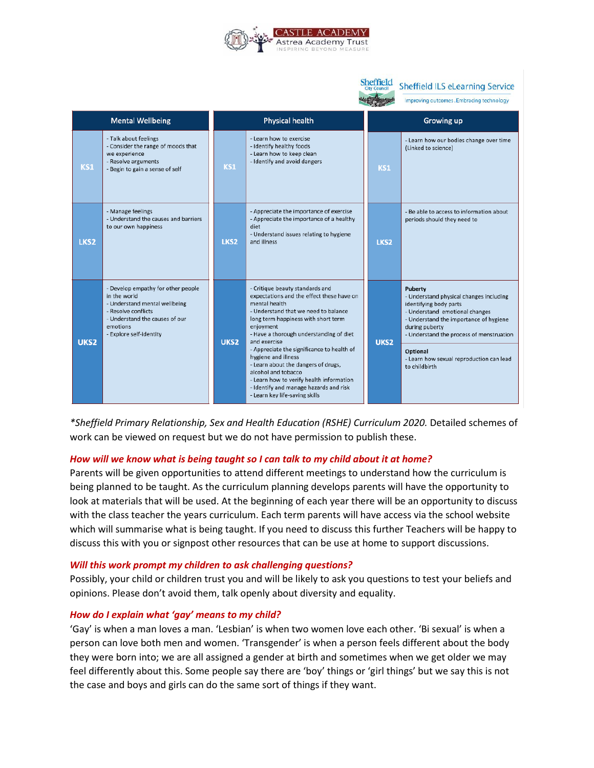| Mental Wellbeing | | Physical health | | Growing up | |
|---|---|---|---|---|---|
| KS1 | - Talk about feelings<br>- Consider the range of moods that we experience<br>- Resolve arguments<br>- Begin to gain a sense of self | KS1 | - Learn how to exercise<br>- Identify healthy foods<br>- Learn how to keep clean<br>- Identify and avoid dangers | KS1 | - Learn how our bodies change over time (Linked to science) |
| LKS2 | - Manage feelings<br>- Understand the causes and barriers to our own happiness | LKS2 | - Appreciate the importance of exercise<br>- Appreciate the importance of a healthy diet<br>- Understand issues relating to hygiene and illness | LKS2 | - Be able to access to information about periods should they need to |
| UKS2 | - Develop empathy for other people in the world<br>- Understand mental wellbeing<br>- Resolve conflicts<br>- Understand the causes of our emotions<br>- Explore self-identity | UKS2 | - Critique beauty standards and expectations and the effect these have on mental health<br>- Understand that we need to balance long term happiness with short term enjoyment<br>- Have a thorough understanding of diet and exercise<br>- Appreciate the significance to health of hygiene and illness<br>- Learn about the dangers of drugs, alcohol and tobacco<br>- Learn how to verify health information<br>- Identify and manage hazards and risk<br>- Learn key life-saving skills | UKS2 | **Puberty**<br>- Understand physical changes including identifying body parts<br>- Understand emotional changes<br>- Understand the importance of hygiene during puberty<br>- Understand the process of menstruation<br><br>**Optional**<br>- Learn how sexual reproduction can lead to childbirth |

*\*Sheffield Primary Relationship, Sex and Health Education (RSHE) Curriculum 2020.* Detailed schemes of work can be viewed on request but we do not have permission to publish these.

### *How will we know what is being taught so I can talk to my child about it at home?*

Parents will be given opportunities to attend different meetings to understand how the curriculum is being planned to be taught. As the curriculum planning develops parents will have the opportunity to look at materials that will be used. At the beginning of each year there will be an opportunity to discuss with the class teacher the years curriculum. Each term parents will have access via the school website which will summarise what is being taught. If you need to discuss this further Teachers will be happy to discuss this with you or signpost other resources that can be use at home to support discussions.

### *Will this work prompt my children to ask challenging questions?*

Possibly, your child or children trust you and will be likely to ask you questions to test your beliefs and opinions. Please don't avoid them, talk openly about diversity and equality.

### *How do I explain what 'gay' means to my child?*

'Gay' is when a man loves a man. 'Lesbian' is when two women love each other. 'Bi sexual' is when a person can love both men and women. 'Transgender' is when a person feels different about the body they were born into; we are all assigned a gender at birth and sometimes when we get older we may feel differently about this. Some people say there are 'boy' things or 'girl things' but we say this is not the case and boys and girls can do the same sort of things if they want.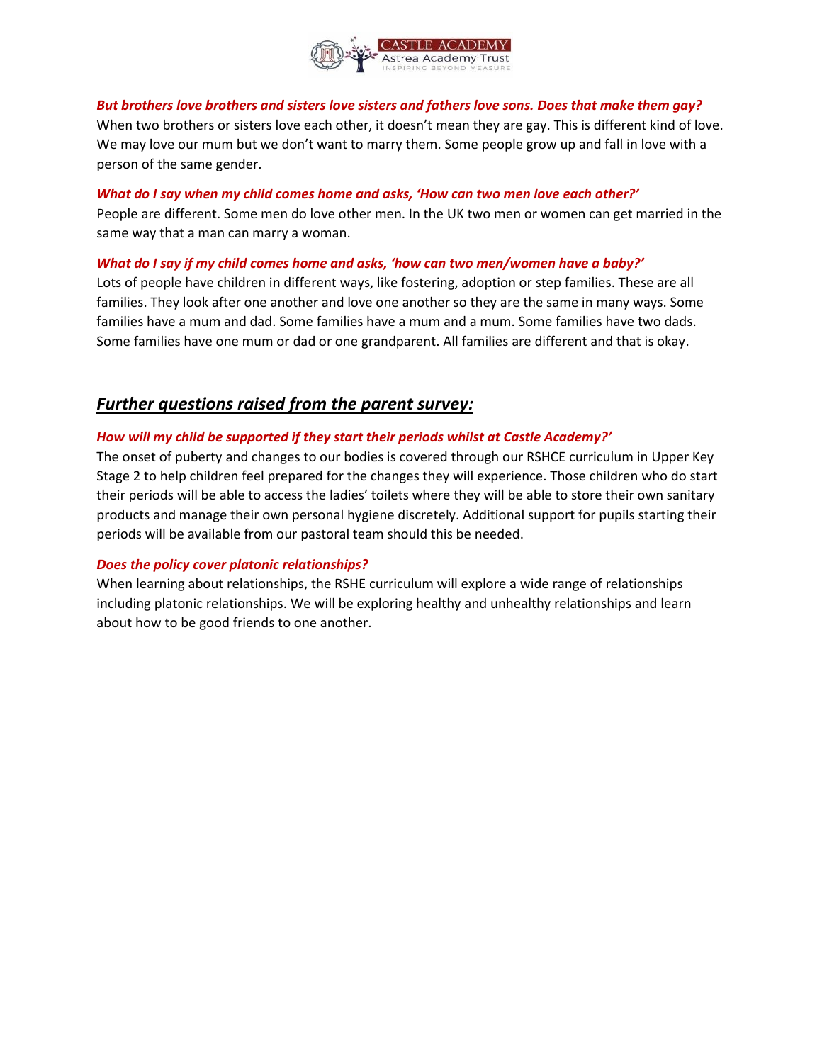***But brothers love brothers and sisters love sisters and fathers love sons. Does that make them gay?***

When two brothers or sisters love each other, it doesn't mean they are gay. This is different kind of love. We may love our mum but we don't want to marry them. Some people grow up and fall in love with a person of the same gender.

***What do I say when my child comes home and asks, 'How can two men love each other?'***

People are different. Some men do love other men. In the UK two men or women can get married in the same way that a man can marry a woman.

***What do I say if my child comes home and asks, 'how can two men/women have a baby?'***

Lots of people have children in different ways, like fostering, adoption or step families. These are all families. They look after one another and love one another so they are the same in many ways. Some families have a mum and dad. Some families have a mum and a mum. Some families have two dads. Some families have one mum or dad or one grandparent. All families are different and that is okay.

## ***Further questions raised from the parent survey:***

***How will my child be supported if they start their periods whilst at Castle Academy?'***

The onset of puberty and changes to our bodies is covered through our RSHCE curriculum in Upper Key Stage 2 to help children feel prepared for the changes they will experience. Those children who do start their periods will be able to access the ladies' toilets where they will be able to store their own sanitary products and manage their own personal hygiene discretely. Additional support for pupils starting their periods will be available from our pastoral team should this be needed.

***Does the policy cover platonic relationships?***

When learning about relationships, the RSHE curriculum will explore a wide range of relationships including platonic relationships. We will be exploring healthy and unhealthy relationships and learn about how to be good friends to one another.